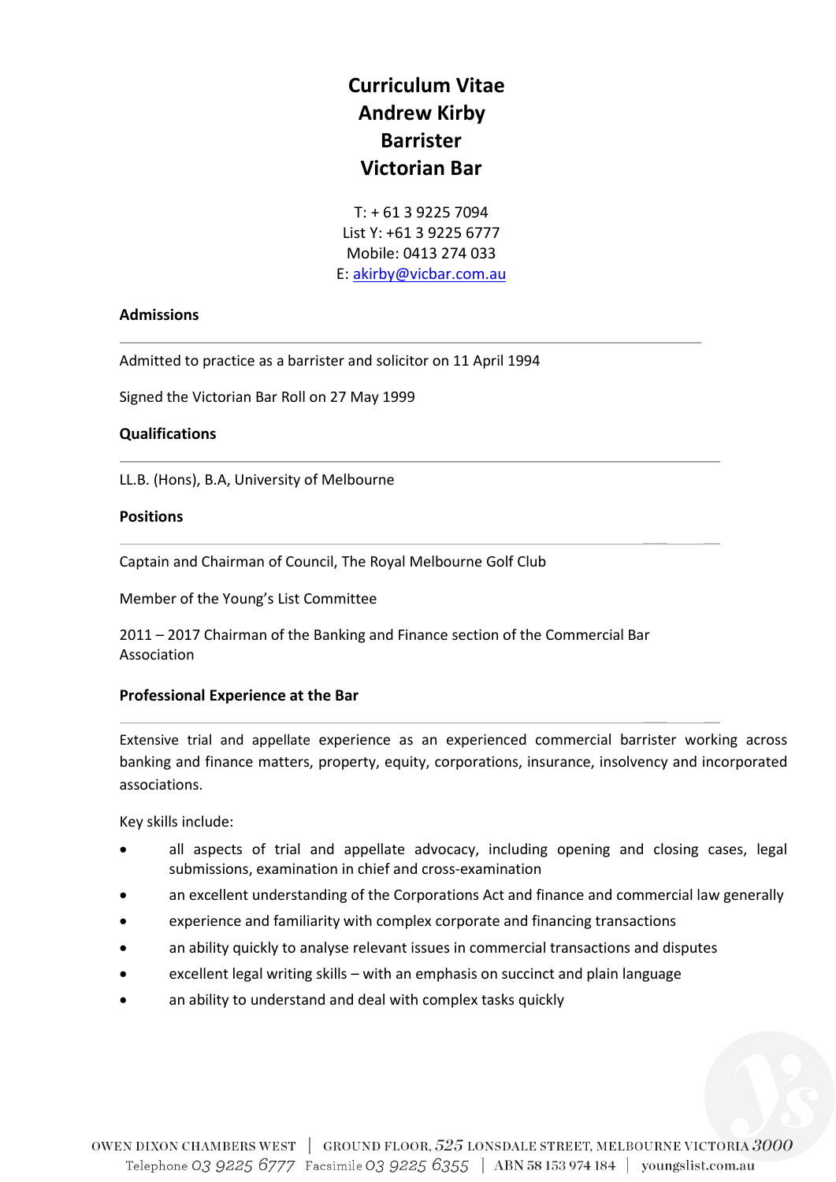# Curriculum Vitae
# Andrew Kirby
# Barrister
# Victorian Bar

T: + 61 3 9225 7094
List Y: +61 3 9225 6777
Mobile: 0413 274 033
E: akirby@vicbar.com.au

**Admissions**

---

Admitted to practice as a barrister and solicitor on 11 April 1994

Signed the Victorian Bar Roll on 27 May 1999

**Qualifications**

---

LL.B. (Hons), B.A, University of Melbourne

**Positions**

---

Captain and Chairman of Council, The Royal Melbourne Golf Club

Member of the Young's List Committee

2011 – 2017 Chairman of the Banking and Finance section of the Commercial Bar Association

**Professional Experience at the Bar**

---

Extensive trial and appellate experience as an experienced commercial barrister working across banking and finance matters, property, equity, corporations, insurance, insolvency and incorporated associations.

Key skills include:

- all aspects of trial and appellate advocacy, including opening and closing cases, legal submissions, examination in chief and cross-examination
- an excellent understanding of the Corporations Act and finance and commercial law generally
- experience and familiarity with complex corporate and financing transactions
- an ability quickly to analyse relevant issues in commercial transactions and disputes
- excellent legal writing skills – with an emphasis on succinct and plain language
- an ability to understand and deal with complex tasks quickly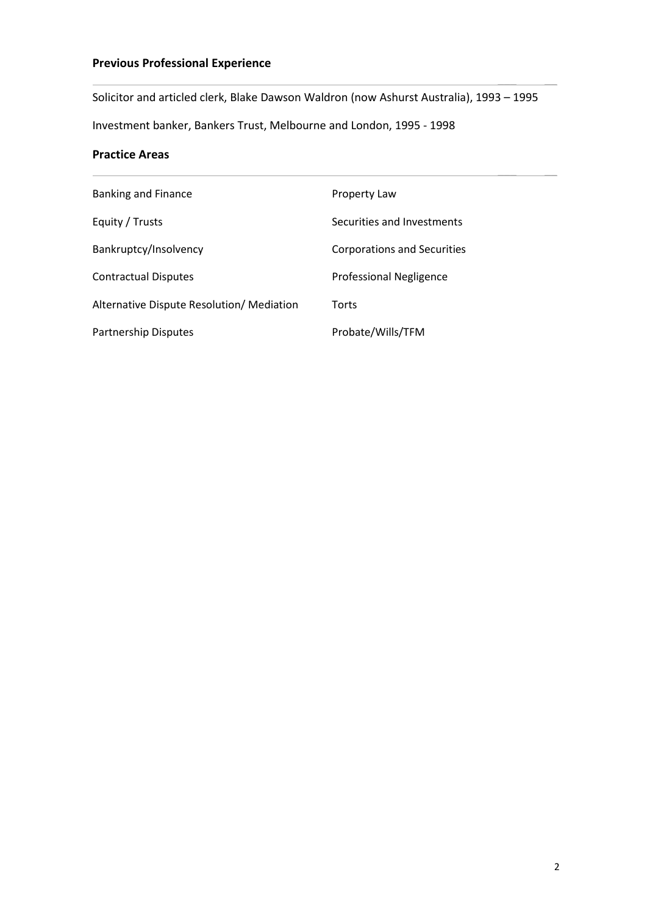## Previous Professional Experience

Solicitor and articled clerk, Blake Dawson Waldron (now Ashurst Australia), 1993 – 1995

Investment banker, Bankers Trust, Melbourne and London, 1995 - 1998

## Practice Areas

| | |
|---|---|
| Banking and Finance | Property Law |
| Equity / Trusts | Securities and Investments |
| Bankruptcy/Insolvency | Corporations and Securities |
| Contractual Disputes | Professional Negligence |
| Alternative Dispute Resolution/ Mediation | Torts |
| Partnership Disputes | Probate/Wills/TFM |